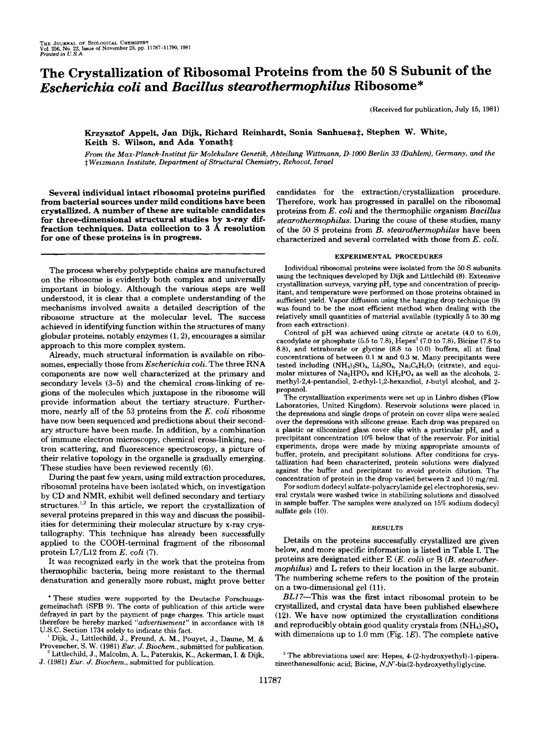# The Crystallization of Ribosomal Proteins from the 50 S Subunit of the *Escherichia coli* and *Bacillus stearothermophilus* Ribosome*

(Received for publication, July 15, 1981)

Krzysztof Appelt, Jan Dijk, Richard Reinhardt, Sonia Sanhuesa‡, Stephen W. White, Keith S. Wilson, and Ada Yonath‡

*From the Max-Planck-Institut für Molekulare Genetik, Abteilung Wittmann, D-1000 Berlin 33 (Dahlem), Germany, and the ‡Weizmann Institute, Department of Structural Chemistry, Rehovot, Israel*

**Several individual intact ribosomal proteins purified from bacterial sources under mild conditions have been crystallized. A number of these are suitable candidates for three-dimensional structural studies by x-ray diffraction techniques. Data collection to 3 Å resolution for one of these proteins is in progress.**

The process whereby polypeptide chains are manufactured on the ribosome is evidently both complex and universally important in biology. Although the various steps are well understood, it is clear that a complete understanding of the mechanisms involved awaits a detailed description of the ribosome structure at the molecular level. The success achieved in identifying function within the structures of many globular proteins, notably enzymes (1, 2), encourages a similar approach to this more complex system.

Already, much structural information is available on ribosomes, especially those from *Escherichia coli*. The three RNA components are now well characterized at the primary and secondary levels (3–5) and the chemical cross-linking of regions of the molecules which juxtapose in the ribosome will provide information about the tertiary structure. Furthermore, nearly all of the 53 proteins from the *E. coli* ribosome have now been sequenced and predictions about their secondary structure have been made. In addition, by a combination of immune electron microscopy, chemical cross-linking, neutron scattering, and fluorescence spectroscopy, a picture of their relative topology in the organelle is gradually emerging. These studies have been reviewed recently (6).

During the past few years, using mild extraction procedures, ribosomal proteins have been isolated which, on investigation by CD and NMR, exhibit well defined secondary and tertiary structures.[1,2] In this article, we report the crystallization of several proteins prepared in this way and discuss the possibilities for determining their molecular structure by x-ray crystallography. This technique has already been successfully applied to the COOH-terminal fragment of the ribosomal protein L7/L12 from *E. coli* (7).

It was recognized early in the work that the proteins from thermophilic bacteria, being more resistant to the thermal denaturation and generally more robust, might prove better candidates for the extraction/crystallization procedure. Therefore, work has progressed in parallel on the ribosomal proteins from *E. coli* and the thermophilic organism *Bacillus stearothermophilus*. During the couse of these studies, many of the 50 S proteins from *B. stearothermophilus* have been characterized and several correlated with those from *E. coli*.

## EXPERIMENTAL PROCEDURES

Individual ribosomal proteins were isolated from the 50 S subunits using the techniques developed by Dijk and Littlechild (8). Extensive crystallization surveys, varying pH, type and concentration of precipitant, and temperature were performed on those proteins obtained in sufficient yield. Vapor diffusion using the hanging drop technique (9) was found to be the most efficient method when dealing with the relatively small quantities of material available (typically 5 to 30 mg from each extraction).

Control of pH was achieved using citrate or acetate (4.0 to 6.0), cacodylate or phosphate (5.5 to 7.8), Hepes[3] (7.0 to 7.8), Bicine (7.8 to 8.8), and tetraborate or glycine (8.8 to 10.0) buffers, all at final concentrations of between 0.1 M and 0.3 M. Many precipitants were tested including $(NH_4)_2SO_4$, $Li_2SO_4$, $Na_3C_6H_5O_7$ (citrate), and equimolar mixtures of $Na_2HPO_4$ and $KH_2PO_4$ as well as the alcohols, 2-methyl-2,4-pentandiol, 2-ethyl-1,2-hexandiol, *t*-butyl alcohol, and 2-propanol.

The crystallization experiments were set up in Linbro dishes (Flow Laboratories, United Kingdom). Reservoir solutions were placed in the depressions and single drops of protein on cover slips were sealed over the depressions with silicone grease. Each drop was prepared on a plastic or siliconized glass cover slip with a particular pH, and a precipitant concentration 10% below that of the reservoir. For initial experiments, drops were made by mixing appropriate amounts of buffer, protein, and precipitant solutions. After conditions for crystallization had been characterized, protein solutions were dialyzed against the buffer and precipitant to avoid protein dilution. The concentration of protein in the drop varied between 2 and 10 mg/ml.

For sodium dodecyl sulfate-polyacrylamide gel electrophoresis, several crystals were washed twice in stabilizing solutions and dissolved in sample buffer. The samples were analyzed on 15% sodium dodecyl sulfate gels (10).

## RESULTS

Details on the proteins successfully crystallized are given below, and more specific information is listed in Table I. The proteins are designated either E (*E. coli*) or B (*B. stearothermophilus*) and L refers to their location in the large subunit. The numbering scheme refers to the position of the protein on a two-dimensional gel (11).

*BL17*—This was the first intact ribosomal protein to be crystallized, and crystal data have been published elsewhere (12). We have now optimized the crystallization conditions and reproducibly obtain good quality crystals from $(NH_4)_2SO_4$ with dimensions up to 1.0 mm (Fig. 1*E*). The complete native

---

* These studies were supported by the Deutsche Forschungsgemeinschaft (SFB 9). The costs of publication of this article were defrayed in part by the payment of page charges. This article must therefore be hereby marked "*advertisement*" in accordance with 18 U.S.C. Section 1734 solely to indicate this fact.

[1] Dijk, J., Littlechild, J., Freund, A. M., Pouyet, J., Daune, M. & Provencher, S. W. (1981) *Eur. J. Biochem.*, submitted for publication.

[2] Littlechild, J., Malcolm, A. L., Paterakis, K., Ackerman, I. & Dijk, J. (1981) *Eur. J. Biochem.*, submitted for publication.

[3] The abbreviations used are: Hepes, 4-(2-hydroxyethyl)-1-piperazineethanesulfonic acid; Bicine, *N,N'*-bis(2-hydroxyethyl)glycine.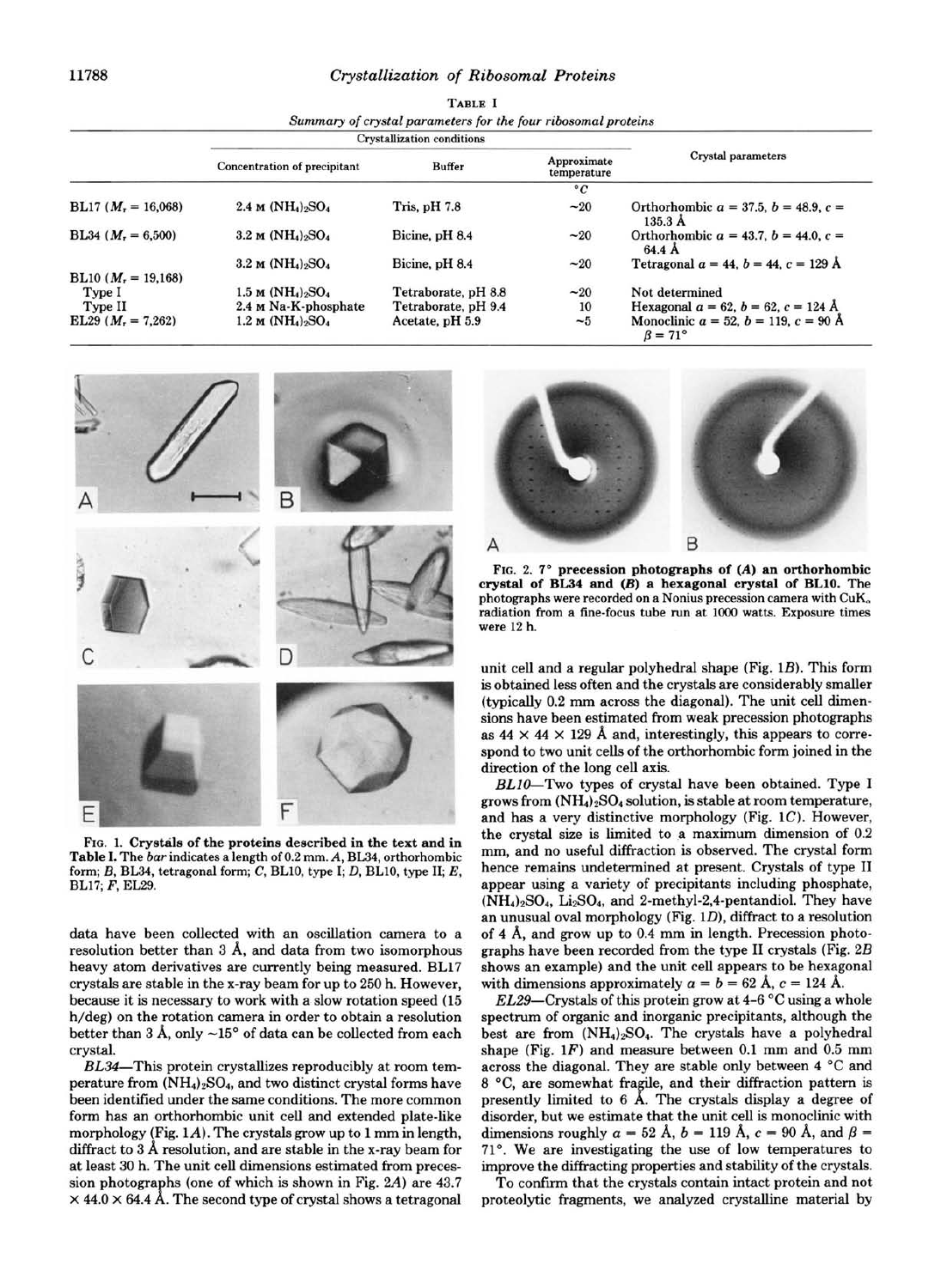TABLE I

*Summary of crystal parameters for the four ribosomal proteins*

| | Crystallization conditions | | | Crystal parameters |
|---|---|---|---|---|
| | Concentration of precipitant | Buffer | Approximate temperature | |
| | | | °C | |
| BL17 ($M_r$ = 16,068) | 2.4 M $(NH_4)_2SO_4$ | Tris, pH 7.8 | ~20 | Orthorhombic $a$ = 37.5, $b$ = 48.9, $c$ = 135.3 Å |
| BL34 ($M_r$ = 6,500) | 3.2 M $(NH_4)_2SO_4$ | Bicine, pH 8.4 | ~20 | Orthorhombic $a$ = 43.7, $b$ = 44.0, $c$ = 64.4 Å |
| | 3.2 M $(NH_4)_2SO_4$ | Bicine, pH 8.4 | ~20 | Tetragonal $a$ = 44, $b$ = 44, $c$ = 129 Å |
| BL10 ($M_r$ = 19,168) | | | | |
| Type I | 1.5 M $(NH_4)_2SO_4$ | Tetraborate, pH 8.8 | ~20 | Not determined |
| Type II | 2.4 M Na-K-phosphate | Tetraborate, pH 9.4 | 10 | Hexagonal $a$ = 62, $b$ = 62, $c$ = 124 Å |
| EL29 ($M_r$ = 7,262) | 1.2 M $(NH_4)_2SO_4$ | Acetate, pH 5.9 | ~5 | Monoclinic $a$ = 52, $b$ = 119, $c$ = 90 Å $\beta$ = 71° |

**FIG. 1. Crystals of the proteins described in the text and in Table I.** The *bar* indicates a length of 0.2 mm. *A*, BL34, orthorhombic form; *B*, BL34, tetragonal form; *C*, BL10, type I; *D*, BL10, type II; *E*, BL17; *F*, EL29.

**FIG. 2. 7° precession photographs of (*A*) an orthorhombic crystal of BL34 and (*B*) a hexagonal crystal of BL10.** The photographs were recorded on a Nonius precession camera with CuK$_\alpha$ radiation from a fine-focus tube run at 1000 watts. Exposure times were 12 h.

data have been collected with an oscillation camera to a resolution better than 3 Å, and data from two isomorphous heavy atom derivatives are currently being measured. BL17 crystals are stable in the x-ray beam for up to 250 h. However, because it is necessary to work with a slow rotation speed (15 h/deg) on the rotation camera in order to obtain a resolution better than 3 Å, only ~15° of data can be collected from each crystal.

*BL34*—This protein crystallizes reproducibly at room temperature from $(NH_4)_2SO_4$, and two distinct crystal forms have been identified under the same conditions. The more common form has an orthorhombic unit cell and extended plate-like morphology (Fig. 1*A*). The crystals grow up to 1 mm in length, diffract to 3 Å resolution, and are stable in the x-ray beam for at least 30 h. The unit cell dimensions estimated from precession photographs (one of which is shown in Fig. 2*A*) are 43.7 × 44.0 × 64.4 Å. The second type of crystal shows a tetragonal unit cell and a regular polyhedral shape (Fig. 1*B*). This form is obtained less often and the crystals are considerably smaller (typically 0.2 mm across the diagonal). The unit cell dimensions have been estimated from weak precession photographs as 44 × 44 × 129 Å and, interestingly, this appears to correspond to two unit cells of the orthorhombic form joined in the direction of the long cell axis.

*BL10*—Two types of crystal have been obtained. Type I grows from $(NH_4)_2SO_4$ solution, is stable at room temperature, and has a very distinctive morphology (Fig. 1*C*). However, the crystal size is limited to a maximum dimension of 0.2 mm, and no useful diffraction is observed. The crystal form hence remains undetermined at present. Crystals of type II appear using a variety of precipitants including phosphate, $(NH_4)_2SO_4$, $Li_2SO_4$, and 2-methyl-2,4-pentandiol. They have an unusual oval morphology (Fig. 1*D*), diffract to a resolution of 4 Å, and grow up to 0.4 mm in length. Precession photographs have been recorded from the type II crystals (Fig. 2*B* shows an example) and the unit cell appears to be hexagonal with dimensions approximately $a = b = 62$ Å, $c = 124$ Å.

*EL29*—Crystals of this protein grow at 4–6 °C using a whole spectrum of organic and inorganic precipitants, although the best are from $(NH_4)_2SO_4$. The crystals have a polyhedral shape (Fig. 1*F*) and measure between 0.1 mm and 0.5 mm across the diagonal. They are stable only between 4 °C and 8 °C, are somewhat fragile, and their diffraction pattern is presently limited to 6 Å. The crystals display a degree of disorder, but we estimate that the unit cell is monoclinic with dimensions roughly $a$ = 52 Å, $b$ = 119 Å, $c$ = 90 Å, and $\beta$ = 71°. We are investigating the use of low temperatures to improve the diffracting properties and stability of the crystals.

To confirm that the crystals contain intact protein and not proteolytic fragments, we analyzed crystalline material by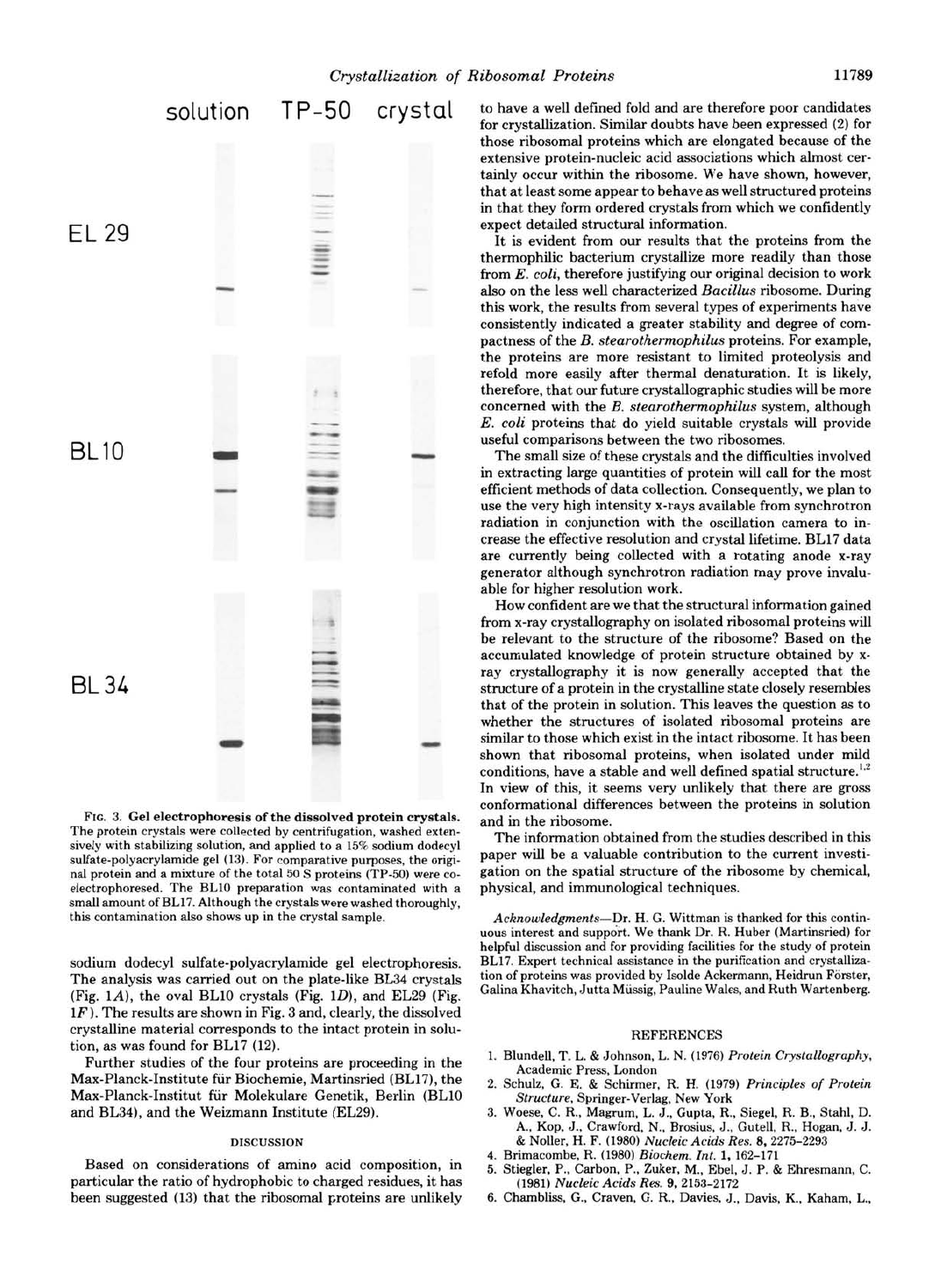solution TP-50 crystal

EL 29

BL10

BL 34

FIG. 3. **Gel electrophoresis of the dissolved protein crystals.** The protein crystals were collected by centrifugation, washed extensively with stabilizing solution, and applied to a 15% sodium dodecyl sulfate-polyacrylamide gel (13). For comparative purposes, the original protein and a mixture of the total 50 S proteins (TP-50) were coelectrophoresed. The BL10 preparation was contaminated with a small amount of BL17. Although the crystals were washed thoroughly, this contamination also shows up in the crystal sample.

sodium dodecyl sulfate-polyacrylamide gel electrophoresis. The analysis was carried out on the plate-like BL34 crystals (Fig. 1*A*), the oval BL10 crystals (Fig. 1*D*), and EL29 (Fig. 1*F*). The results are shown in Fig. 3 and, clearly, the dissolved crystalline material corresponds to the intact protein in solution, as was found for BL17 (12).

Further studies of the four proteins are proceeding in the Max-Planck-Institute für Biochemie, Martinsried (BL17), the Max-Planck-Institut für Molekulare Genetik, Berlin (BL10 and BL34), and the Weizmann Institute (EL29).

## DISCUSSION

Based on considerations of amino acid composition, in particular the ratio of hydrophobic to charged residues, it has been suggested (13) that the ribosomal proteins are unlikely to have a well defined fold and are therefore poor candidates for crystallization. Similar doubts have been expressed (2) for those ribosomal proteins which are elongated because of the extensive protein-nucleic acid associations which almost certainly occur within the ribosome. We have shown, however, that at least some appear to behave as well structured proteins in that they form ordered crystals from which we confidently expect detailed structural information.

It is evident from our results that the proteins from the thermophilic bacterium crystallize more readily than those from *E. coli*, therefore justifying our original decision to work also on the less well characterized *Bacillus* ribosome. During this work, the results from several types of experiments have consistently indicated a greater stability and degree of compactness of the *B. stearothermophilus* proteins. For example, the proteins are more resistant to limited proteolysis and refold more easily after thermal denaturation. It is likely, therefore, that our future crystallographic studies will be more concerned with the *B. stearothermophilus* system, although *E. coli* proteins that do yield suitable crystals will provide useful comparisons between the two ribosomes.

The small size of these crystals and the difficulties involved in extracting large quantities of protein will call for the most efficient methods of data collection. Consequently, we plan to use the very high intensity x-rays available from synchrotron radiation in conjunction with the oscillation camera to increase the effective resolution and crystal lifetime. BL17 data are currently being collected with a rotating anode x-ray generator although synchrotron radiation may prove invaluable for higher resolution work.

How confident are we that the structural information gained from x-ray crystallography on isolated ribosomal proteins will be relevant to the structure of the ribosome? Based on the accumulated knowledge of protein structure obtained by x-ray crystallography it is now generally accepted that the structure of a protein in the crystalline state closely resembles that of the protein in solution. This leaves the question as to whether the structures of isolated ribosomal proteins are similar to those which exist in the intact ribosome. It has been shown that ribosomal proteins, when isolated under mild conditions, have a stable and well defined spatial structure.[1,2] In view of this, it seems very unlikely that there are gross conformational differences between the proteins in solution and in the ribosome.

The information obtained from the studies described in this paper will be a valuable contribution to the current investigation on the spatial structure of the ribosome by chemical, physical, and immunological techniques.

*Acknowledgments*—Dr. H. G. Wittman is thanked for this continuous interest and support. We thank Dr. R. Huber (Martinsried) for helpful discussion and for providing facilities for the study of protein BL17. Expert technical assistance in the purification and crystallization of proteins was provided by Isolde Ackermann, Heidrun Förster, Galina Khavitch, Jutta Müssig, Pauline Wales, and Ruth Wartenberg.

## REFERENCES

1. Blundell, T. L. & Johnson, L. N. (1976) *Protein Crystallography*, Academic Press, London
2. Schulz, G. E. & Schirmer, R. H. (1979) *Principles of Protein Structure*, Springer-Verlag, New York
3. Woese, C. R., Magrum, L. J., Gupta, R., Siegel, R. B., Stahl, D. A., Kop, J., Crawford, N., Brosius, J., Gutell, R., Hogan, J. J. & Noller, H. F. (1980) *Nucleic Acids Res.* **8**, 2275–2293
4. Brimacombe, R. (1980) *Biochem. Int.* **1**, 162–171
5. Stiegler, P., Carbon, P., Zuker, M., Ebel, J. P. & Ehresmann, C. (1981) *Nucleic Acids Res.* **9**, 2153–2172
6. Chambliss, G., Craven, G. R., Davies, J., Davis, K., Kaham, L.,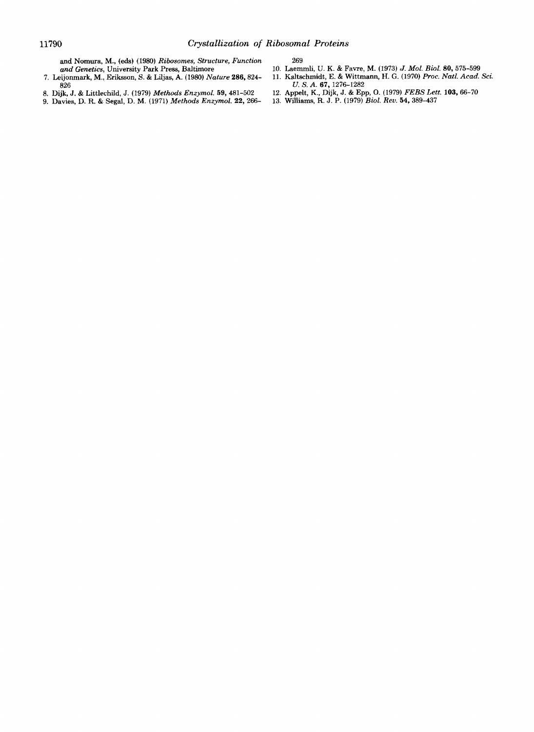and Nomura, M., (eds) (1980) *Ribosomes, Structure, Function and Genetics*, University Park Press, Baltimore
7. Leijonmark, M., Eriksson, S. & Liljas, A. (1980) *Nature* **286**, 824–826
8. Dijk, J. & Littlechild, J. (1979) *Methods Enzymol.* **59**, 481–502
9. Davies, D. R. & Segal, D. M. (1971) *Methods Enzymol.* **22**, 266–269
10. Laemmli, U. K. & Favre, M. (1973) *J. Mol. Biol.* **80**, 575–599
11. Kaltschmidt, E. & Wittmann, H. G. (1970) *Proc. Natl. Acad. Sci. U. S. A.* **67**, 1276–1282
12. Appelt, K., Dijk, J. & Epp, O. (1979) *FEBS Lett.* **103**, 66–70
13. Williams, R. J. P. (1979) *Biol. Rev.* **54**, 389–437